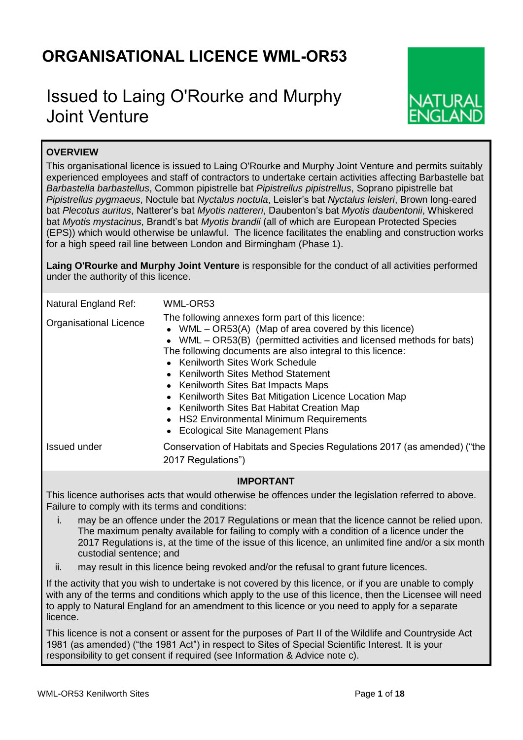# ORGANISATIONAL LICENCE WML-OR53

## Issued to Laing O'Rourke and Murphy Joint Venture

NATURAL ENGLAND

### OVERVIEW

This organisational licence is issued to Laing O'Rourke and Murphy Joint Venture and permits suitably experienced employees and staff of contractors to undertake certain activities affecting Barbastelle bat *Barbastella barbastellus*, Common pipistrelle bat *Pipistrellus pipistrellus*, Soprano pipistrelle bat *Pipistrellus pygmaeus*, Noctule bat *Nyctalus noctula*, Leisler's bat *Nyctalus leisleri*, Brown long-eared bat *Plecotus auritus*, Natterer's bat *Myotis nattereri*, Daubenton's bat *Myotis daubentonii*, Whiskered bat *Myotis mystacinus*, Brandt's bat *Myotis brandii* (all of which are European Protected Species (EPS)) which would otherwise be unlawful. The licence facilitates the enabling and construction works for a high speed rail line between London and Birmingham (Phase 1).

**Laing O'Rourke and Murphy Joint Venture** is responsible for the conduct of all activities performed under the authority of this licence.

| | |
|---|---|
| Natural England Ref: | WML-OR53 |
| Organisational Licence | The following annexes form part of this licence:<br>• WML – OR53(A) (Map of area covered by this licence)<br>• WML – OR53(B) (permitted activities and licensed methods for bats)<br>The following documents are also integral to this licence:<br>• Kenilworth Sites Work Schedule<br>• Kenilworth Sites Method Statement<br>• Kenilworth Sites Bat Impacts Maps<br>• Kenilworth Sites Bat Mitigation Licence Location Map<br>• Kenilworth Sites Bat Habitat Creation Map<br>• HS2 Environmental Minimum Requirements<br>• Ecological Site Management Plans |
| Issued under | Conservation of Habitats and Species Regulations 2017 (as amended) ("the 2017 Regulations") |

### IMPORTANT

This licence authorises acts that would otherwise be offences under the legislation referred to above. Failure to comply with its terms and conditions:

i. may be an offence under the 2017 Regulations or mean that the licence cannot be relied upon. The maximum penalty available for failing to comply with a condition of a licence under the 2017 Regulations is, at the time of the issue of this licence, an unlimited fine and/or a six month custodial sentence; and

ii. may result in this licence being revoked and/or the refusal to grant future licences.

If the activity that you wish to undertake is not covered by this licence, or if you are unable to comply with any of the terms and conditions which apply to the use of this licence, then the Licensee will need to apply to Natural England for an amendment to this licence or you need to apply for a separate licence.

This licence is not a consent or assent for the purposes of Part II of the Wildlife and Countryside Act 1981 (as amended) ("the 1981 Act") in respect to Sites of Special Scientific Interest. It is your responsibility to get consent if required (see Information & Advice note c).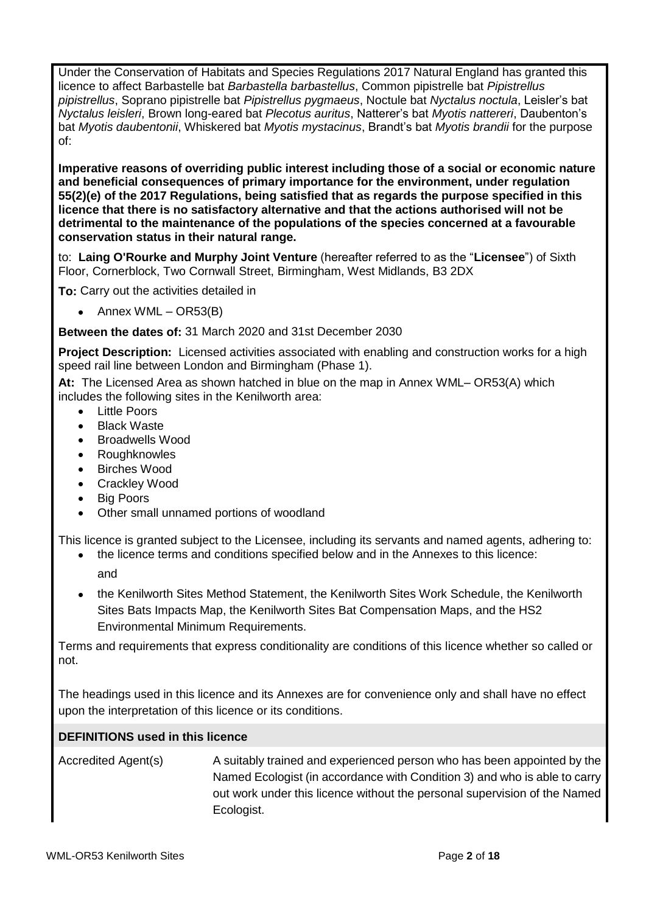Under the Conservation of Habitats and Species Regulations 2017 Natural England has granted this licence to affect Barbastelle bat *Barbastella barbastellus*, Common pipistrelle bat *Pipistrellus pipistrellus*, Soprano pipistrelle bat *Pipistrellus pygmaeus*, Noctule bat *Nyctalus noctula*, Leisler's bat *Nyctalus leisleri*, Brown long-eared bat *Plecotus auritus*, Natterer's bat *Myotis nattereri*, Daubenton's bat *Myotis daubentonii*, Whiskered bat *Myotis mystacinus*, Brandt's bat *Myotis brandii* for the purpose of:

**Imperative reasons of overriding public interest including those of a social or economic nature and beneficial consequences of primary importance for the environment, under regulation 55(2)(e) of the 2017 Regulations, being satisfied that as regards the purpose specified in this licence that there is no satisfactory alternative and that the actions authorised will not be detrimental to the maintenance of the populations of the species concerned at a favourable conservation status in their natural range.**

to: **Laing O'Rourke and Murphy Joint Venture** (hereafter referred to as the "**Licensee**") of Sixth Floor, Cornerblock, Two Cornwall Street, Birmingham, West Midlands, B3 2DX

**To:** Carry out the activities detailed in

- Annex WML – OR53(B)

**Between the dates of:** 31 March 2020 and 31st December 2030

**Project Description:** Licensed activities associated with enabling and construction works for a high speed rail line between London and Birmingham (Phase 1).

**At:** The Licensed Area as shown hatched in blue on the map in Annex WML– OR53(A) which includes the following sites in the Kenilworth area:

- Little Poors
- Black Waste
- Broadwells Wood
- Roughknowles
- Birches Wood
- Crackley Wood
- Big Poors
- Other small unnamed portions of woodland

This licence is granted subject to the Licensee, including its servants and named agents, adhering to:

- the licence terms and conditions specified below and in the Annexes to this licence:

  and

- the Kenilworth Sites Method Statement, the Kenilworth Sites Work Schedule, the Kenilworth Sites Bats Impacts Map, the Kenilworth Sites Bat Compensation Maps, and the HS2 Environmental Minimum Requirements.

Terms and requirements that express conditionality are conditions of this licence whether so called or not.

The headings used in this licence and its Annexes are for convenience only and shall have no effect upon the interpretation of this licence or its conditions.

**DEFINITIONS used in this licence**

| | |
|---|---|
| Accredited Agent(s) | A suitably trained and experienced person who has been appointed by the Named Ecologist (in accordance with Condition 3) and who is able to carry out work under this licence without the personal supervision of the Named Ecologist. |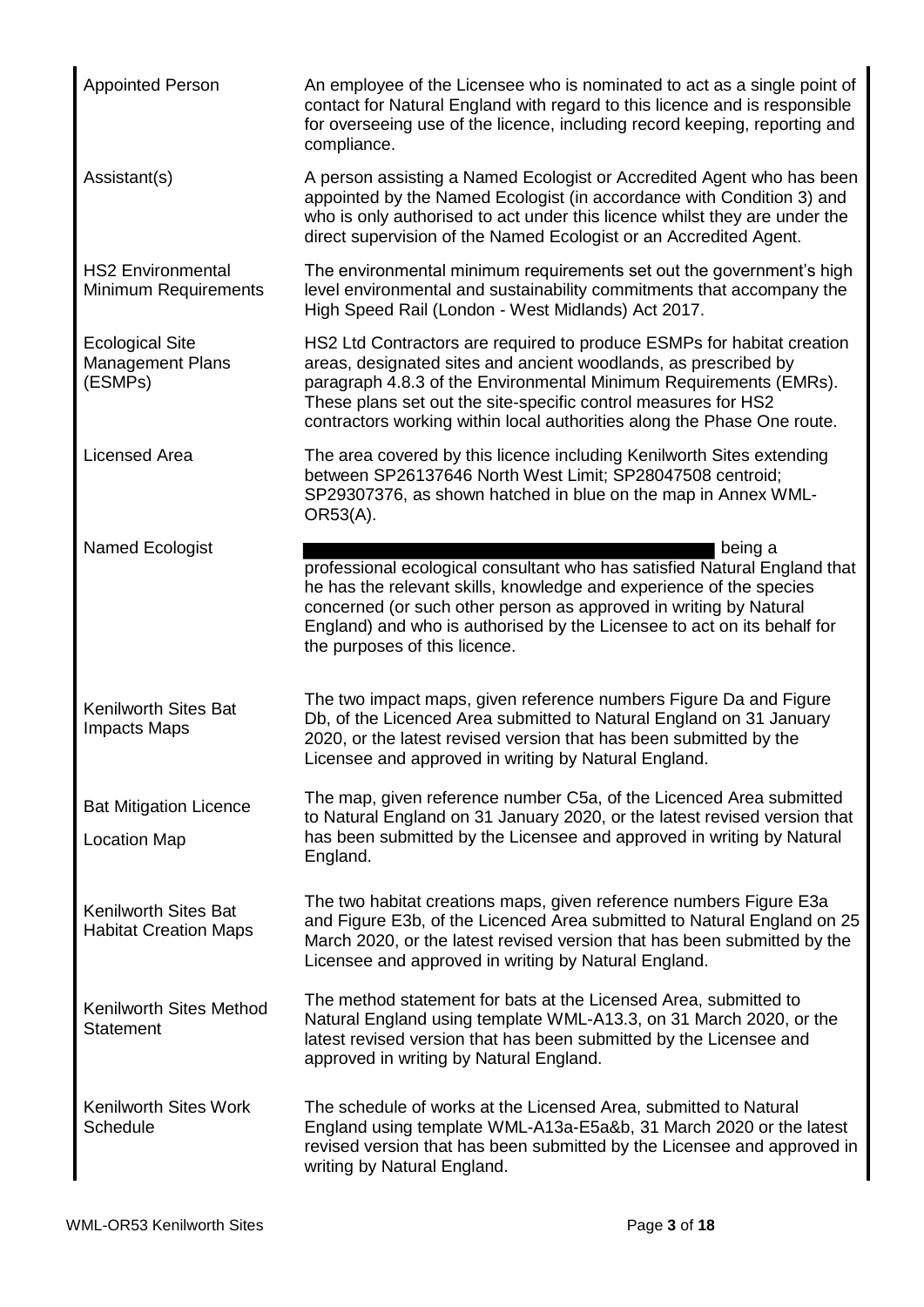| | |
|---|---|
| Appointed Person | An employee of the Licensee who is nominated to act as a single point of contact for Natural England with regard to this licence and is responsible for overseeing use of the licence, including record keeping, reporting and compliance. |
| Assistant(s) | A person assisting a Named Ecologist or Accredited Agent who has been appointed by the Named Ecologist (in accordance with Condition 3) and who is only authorised to act under this licence whilst they are under the direct supervision of the Named Ecologist or an Accredited Agent. |
| HS2 Environmental Minimum Requirements | The environmental minimum requirements set out the government's high level environmental and sustainability commitments that accompany the High Speed Rail (London - West Midlands) Act 2017. |
| Ecological Site Management Plans (ESMPs) | HS2 Ltd Contractors are required to produce ESMPs for habitat creation areas, designated sites and ancient woodlands, as prescribed by paragraph 4.8.3 of the Environmental Minimum Requirements (EMRs). These plans set out the site-specific control measures for HS2 contractors working within local authorities along the Phase One route. |
| Licensed Area | The area covered by this licence including Kenilworth Sites extending between SP26137646 North West Limit; SP28047508 centroid; SP29307376, as shown hatched in blue on the map in Annex WML-OR53(A). |
| Named Ecologist | [REDACTED] being a professional ecological consultant who has satisfied Natural England that he has the relevant skills, knowledge and experience of the species concerned (or such other person as approved in writing by Natural England) and who is authorised by the Licensee to act on its behalf for the purposes of this licence. |
| Kenilworth Sites Bat Impacts Maps | The two impact maps, given reference numbers Figure Da and Figure Db, of the Licenced Area submitted to Natural England on 31 January 2020, or the latest revised version that has been submitted by the Licensee and approved in writing by Natural England. |
| Bat Mitigation Licence Location Map | The map, given reference number C5a, of the Licenced Area submitted to Natural England on 31 January 2020, or the latest revised version that has been submitted by the Licensee and approved in writing by Natural England. |
| Kenilworth Sites Bat Habitat Creation Maps | The two habitat creations maps, given reference numbers Figure E3a and Figure E3b, of the Licenced Area submitted to Natural England on 25 March 2020, or the latest revised version that has been submitted by the Licensee and approved in writing by Natural England. |
| Kenilworth Sites Method Statement | The method statement for bats at the Licensed Area, submitted to Natural England using template WML-A13.3, on 31 March 2020, or the latest revised version that has been submitted by the Licensee and approved in writing by Natural England. |
| Kenilworth Sites Work Schedule | The schedule of works at the Licensed Area, submitted to Natural England using template WML-A13a-E5a&b, 31 March 2020 or the latest revised version that has been submitted by the Licensee and approved in writing by Natural England. |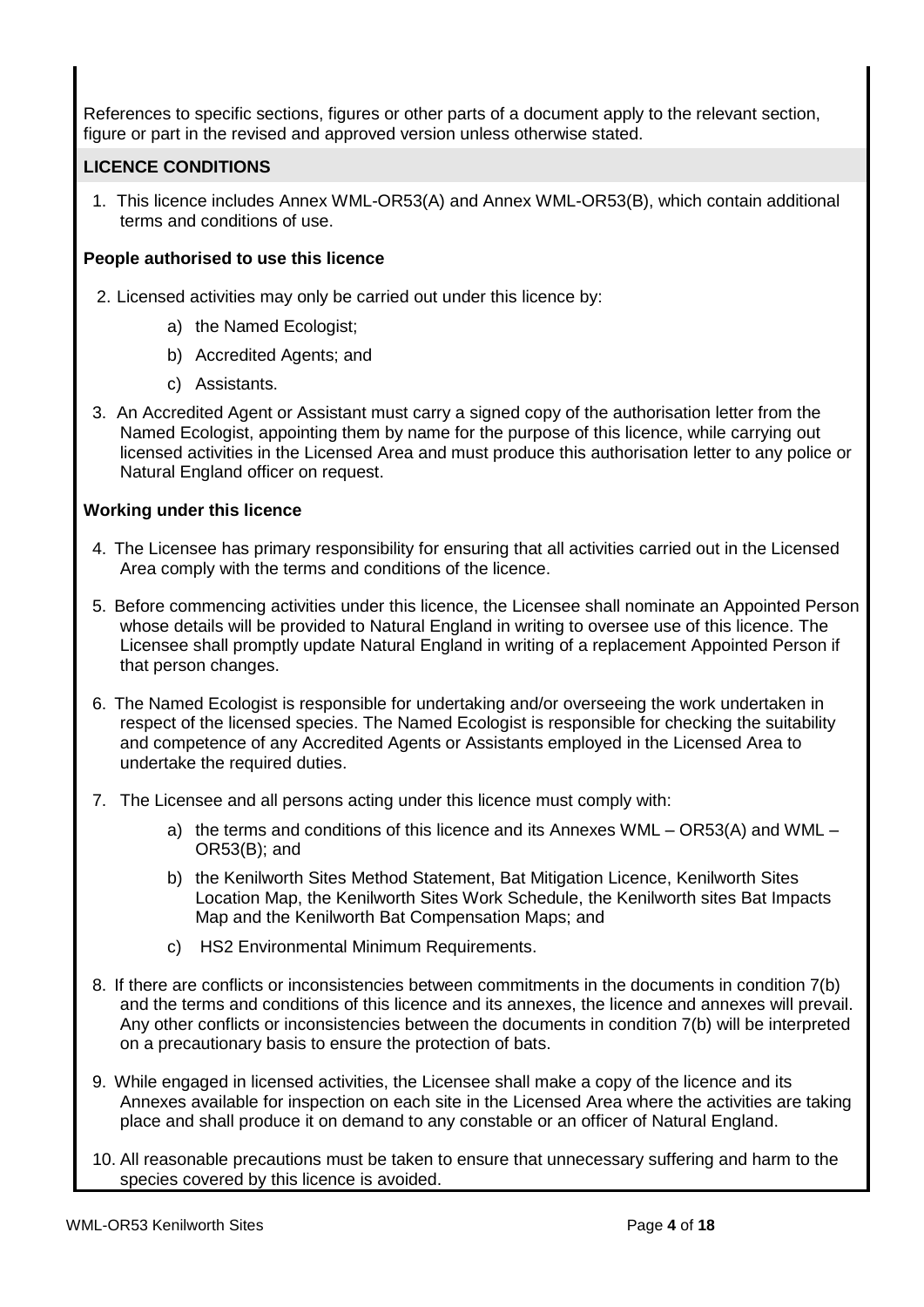References to specific sections, figures or other parts of a document apply to the relevant section, figure or part in the revised and approved version unless otherwise stated.

## LICENCE CONDITIONS

1. This licence includes Annex WML-OR53(A) and Annex WML-OR53(B), which contain additional terms and conditions of use.

### People authorised to use this licence

2. Licensed activities may only be carried out under this licence by:
   a) the Named Ecologist;
   b) Accredited Agents; and
   c) Assistants.
3. An Accredited Agent or Assistant must carry a signed copy of the authorisation letter from the Named Ecologist, appointing them by name for the purpose of this licence, while carrying out licensed activities in the Licensed Area and must produce this authorisation letter to any police or Natural England officer on request.

### Working under this licence

4. The Licensee has primary responsibility for ensuring that all activities carried out in the Licensed Area comply with the terms and conditions of the licence.
5. Before commencing activities under this licence, the Licensee shall nominate an Appointed Person whose details will be provided to Natural England in writing to oversee use of this licence. The Licensee shall promptly update Natural England in writing of a replacement Appointed Person if that person changes.
6. The Named Ecologist is responsible for undertaking and/or overseeing the work undertaken in respect of the licensed species. The Named Ecologist is responsible for checking the suitability and competence of any Accredited Agents or Assistants employed in the Licensed Area to undertake the required duties.
7. The Licensee and all persons acting under this licence must comply with:
   a) the terms and conditions of this licence and its Annexes WML – OR53(A) and WML – OR53(B); and
   b) the Kenilworth Sites Method Statement, Bat Mitigation Licence, Kenilworth Sites Location Map, the Kenilworth Sites Work Schedule, the Kenilworth sites Bat Impacts Map and the Kenilworth Bat Compensation Maps; and
   c) HS2 Environmental Minimum Requirements.
8. If there are conflicts or inconsistencies between commitments in the documents in condition 7(b) and the terms and conditions of this licence and its annexes, the licence and annexes will prevail. Any other conflicts or inconsistencies between the documents in condition 7(b) will be interpreted on a precautionary basis to ensure the protection of bats.
9. While engaged in licensed activities, the Licensee shall make a copy of the licence and its Annexes available for inspection on each site in the Licensed Area where the activities are taking place and shall produce it on demand to any constable or an officer of Natural England.
10. All reasonable precautions must be taken to ensure that unnecessary suffering and harm to the species covered by this licence is avoided.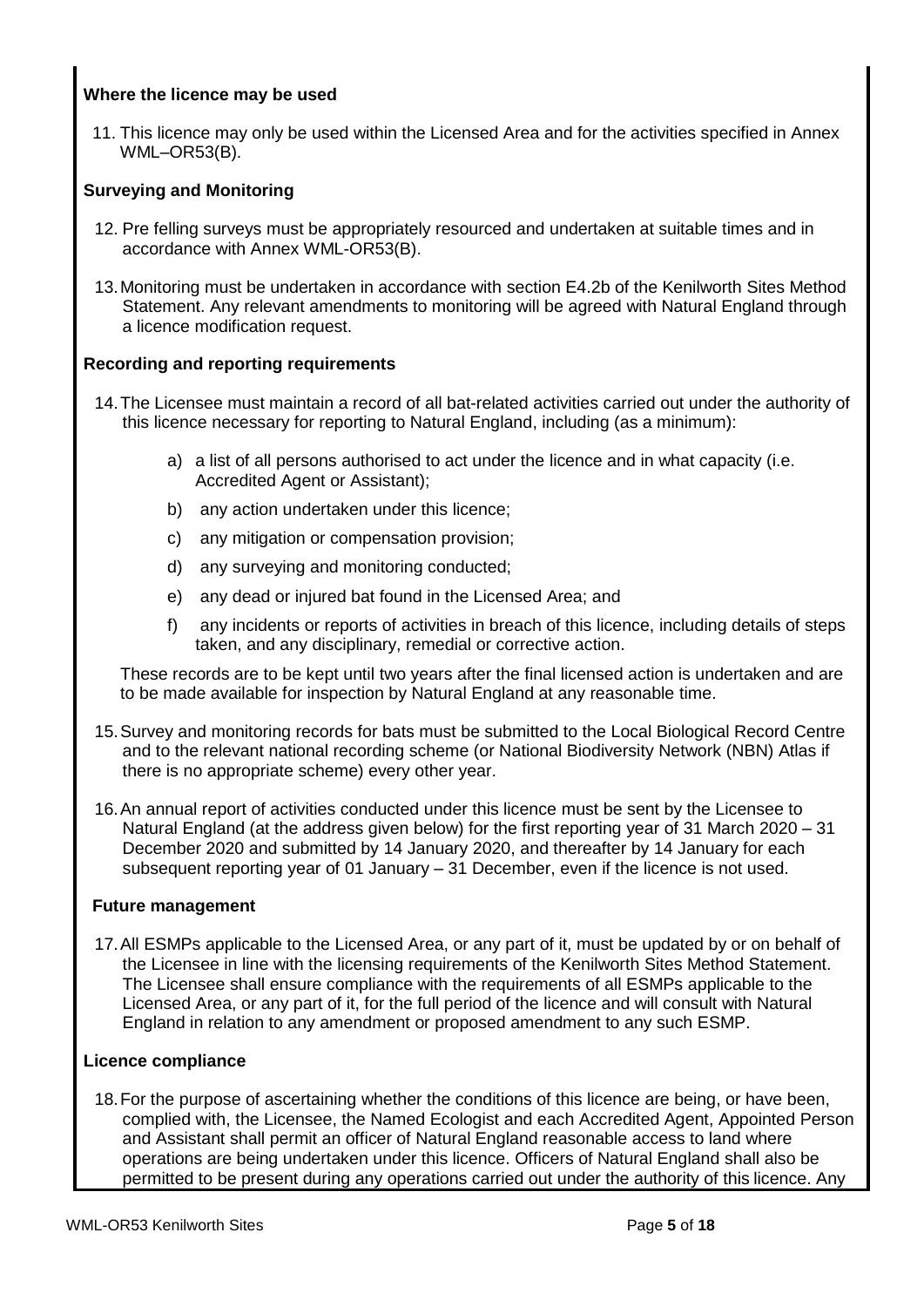**Where the licence may be used**

11. This licence may only be used within the Licensed Area and for the activities specified in Annex WML–OR53(B).

**Surveying and Monitoring**

12. Pre felling surveys must be appropriately resourced and undertaken at suitable times and in accordance with Annex WML-OR53(B).

13. Monitoring must be undertaken in accordance with section E4.2b of the Kenilworth Sites Method Statement. Any relevant amendments to monitoring will be agreed with Natural England through a licence modification request.

**Recording and reporting requirements**

14. The Licensee must maintain a record of all bat-related activities carried out under the authority of this licence necessary for reporting to Natural England, including (as a minimum):

    a) a list of all persons authorised to act under the licence and in what capacity (i.e. Accredited Agent or Assistant);

    b) any action undertaken under this licence;

    c) any mitigation or compensation provision;

    d) any surveying and monitoring conducted;

    e) any dead or injured bat found in the Licensed Area; and

    f) any incidents or reports of activities in breach of this licence, including details of steps taken, and any disciplinary, remedial or corrective action.

    These records are to be kept until two years after the final licensed action is undertaken and are to be made available for inspection by Natural England at any reasonable time.

15. Survey and monitoring records for bats must be submitted to the Local Biological Record Centre and to the relevant national recording scheme (or National Biodiversity Network (NBN) Atlas if there is no appropriate scheme) every other year.

16. An annual report of activities conducted under this licence must be sent by the Licensee to Natural England (at the address given below) for the first reporting year of 31 March 2020 – 31 December 2020 and submitted by 14 January 2020, and thereafter by 14 January for each subsequent reporting year of 01 January – 31 December, even if the licence is not used.

**Future management**

17. All ESMPs applicable to the Licensed Area, or any part of it, must be updated by or on behalf of the Licensee in line with the licensing requirements of the Kenilworth Sites Method Statement. The Licensee shall ensure compliance with the requirements of all ESMPs applicable to the Licensed Area, or any part of it, for the full period of the licence and will consult with Natural England in relation to any amendment or proposed amendment to any such ESMP.

**Licence compliance**

18. For the purpose of ascertaining whether the conditions of this licence are being, or have been, complied with, the Licensee, the Named Ecologist and each Accredited Agent, Appointed Person and Assistant shall permit an officer of Natural England reasonable access to land where operations are being undertaken under this licence. Officers of Natural England shall also be permitted to be present during any operations carried out under the authority of this licence. Any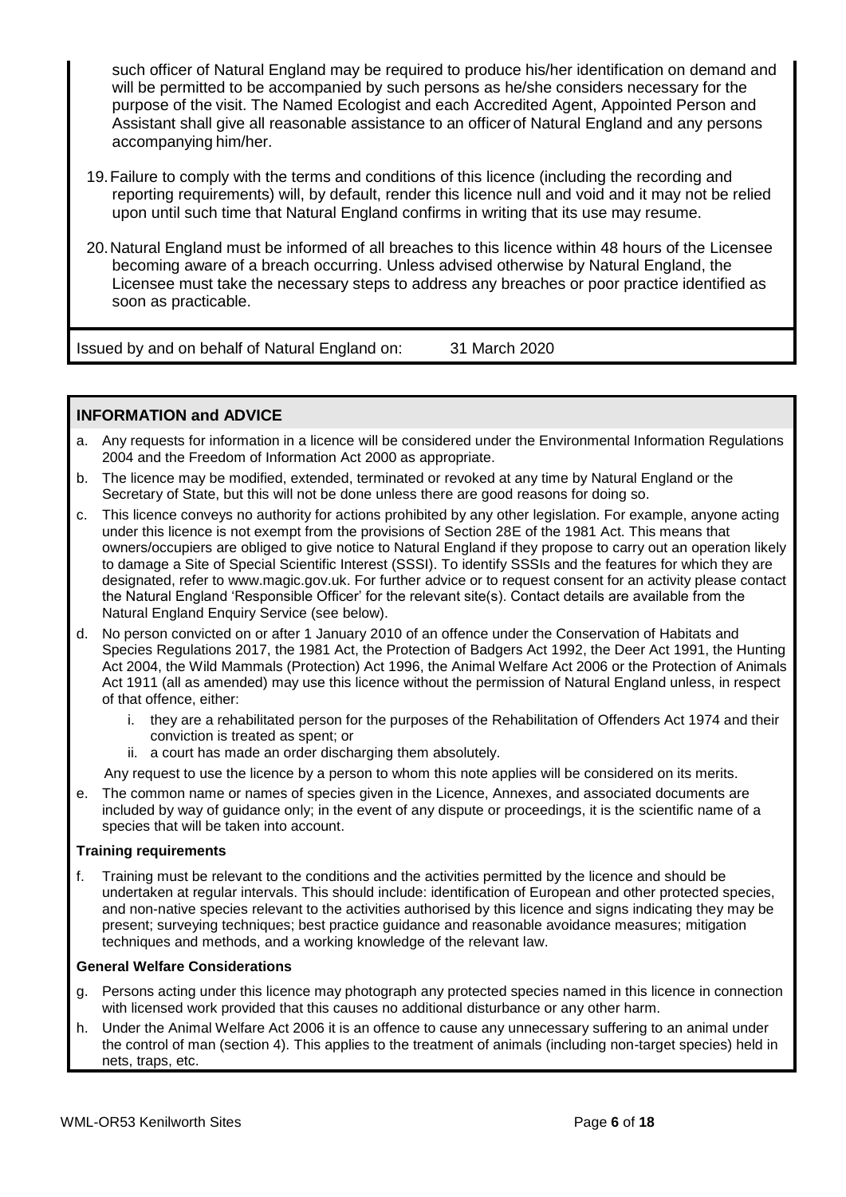such officer of Natural England may be required to produce his/her identification on demand and will be permitted to be accompanied by such persons as he/she considers necessary for the purpose of the visit. The Named Ecologist and each Accredited Agent, Appointed Person and Assistant shall give all reasonable assistance to an officer of Natural England and any persons accompanying him/her.

19. Failure to comply with the terms and conditions of this licence (including the recording and reporting requirements) will, by default, render this licence null and void and it may not be relied upon until such time that Natural England confirms in writing that its use may resume.

20. Natural England must be informed of all breaches to this licence within 48 hours of the Licensee becoming aware of a breach occurring. Unless advised otherwise by Natural England, the Licensee must take the necessary steps to address any breaches or poor practice identified as soon as practicable.

Issued by and on behalf of Natural England on: 31 March 2020

## INFORMATION and ADVICE

a. Any requests for information in a licence will be considered under the Environmental Information Regulations 2004 and the Freedom of Information Act 2000 as appropriate.

b. The licence may be modified, extended, terminated or revoked at any time by Natural England or the Secretary of State, but this will not be done unless there are good reasons for doing so.

c. This licence conveys no authority for actions prohibited by any other legislation. For example, anyone acting under this licence is not exempt from the provisions of Section 28E of the 1981 Act. This means that owners/occupiers are obliged to give notice to Natural England if they propose to carry out an operation likely to damage a Site of Special Scientific Interest (SSSI). To identify SSSIs and the features for which they are designated, refer to www.magic.gov.uk. For further advice or to request consent for an activity please contact the Natural England 'Responsible Officer' for the relevant site(s). Contact details are available from the Natural England Enquiry Service (see below).

d. No person convicted on or after 1 January 2010 of an offence under the Conservation of Habitats and Species Regulations 2017, the 1981 Act, the Protection of Badgers Act 1992, the Deer Act 1991, the Hunting Act 2004, the Wild Mammals (Protection) Act 1996, the Animal Welfare Act 2006 or the Protection of Animals Act 1911 (all as amended) may use this licence without the permission of Natural England unless, in respect of that offence, either:
   i. they are a rehabilitated person for the purposes of the Rehabilitation of Offenders Act 1974 and their conviction is treated as spent; or
   ii. a court has made an order discharging them absolutely.

   Any request to use the licence by a person to whom this note applies will be considered on its merits.

e. The common name or names of species given in the Licence, Annexes, and associated documents are included by way of guidance only; in the event of any dispute or proceedings, it is the scientific name of a species that will be taken into account.

### Training requirements

f. Training must be relevant to the conditions and the activities permitted by the licence and should be undertaken at regular intervals. This should include: identification of European and other protected species, and non-native species relevant to the activities authorised by this licence and signs indicating they may be present; surveying techniques; best practice guidance and reasonable avoidance measures; mitigation techniques and methods, and a working knowledge of the relevant law.

### General Welfare Considerations

g. Persons acting under this licence may photograph any protected species named in this licence in connection with licensed work provided that this causes no additional disturbance or any other harm.

h. Under the Animal Welfare Act 2006 it is an offence to cause any unnecessary suffering to an animal under the control of man (section 4). This applies to the treatment of animals (including non-target species) held in nets, traps, etc.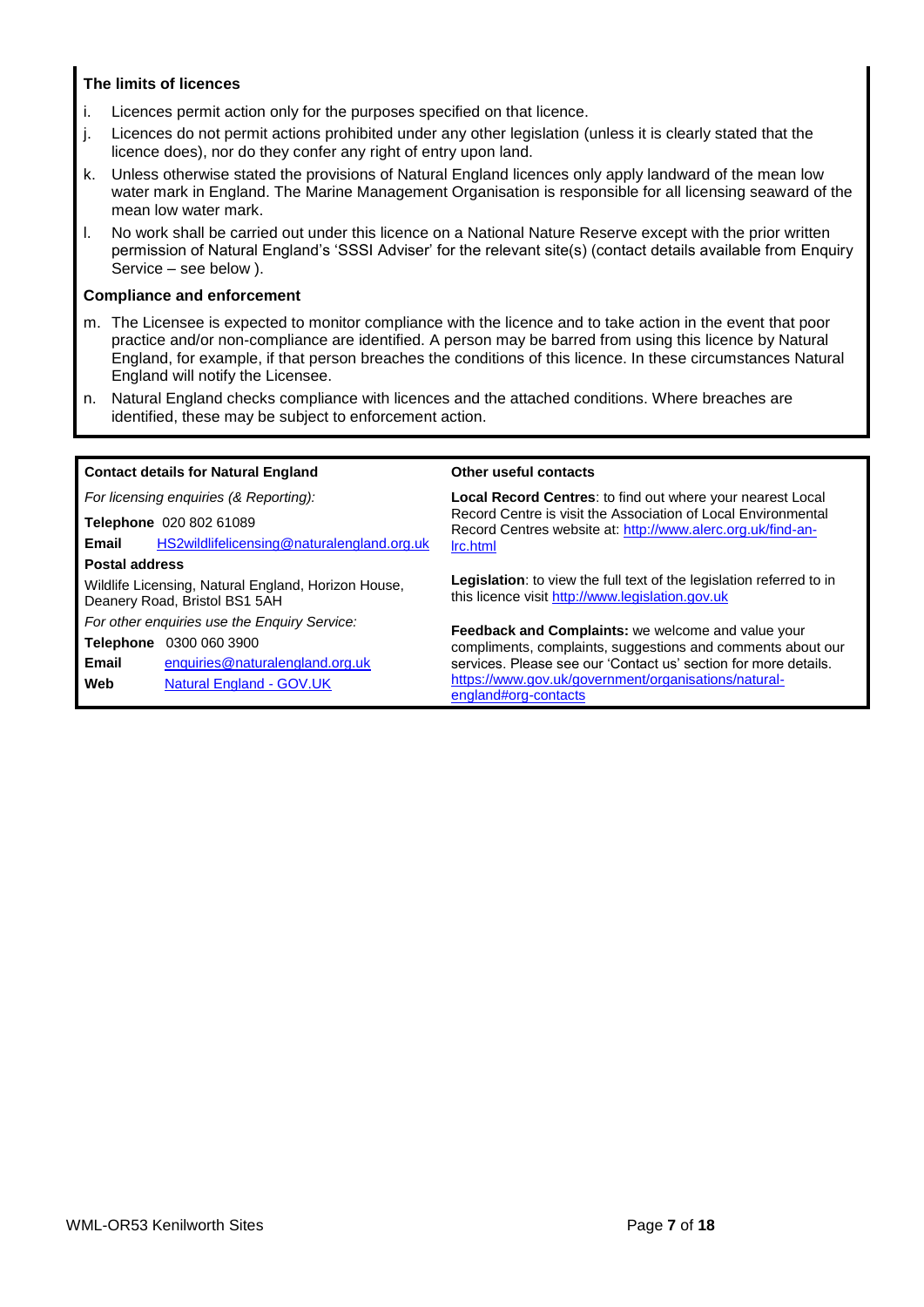### The limits of licences

i. Licences permit action only for the purposes specified on that licence.

j. Licences do not permit actions prohibited under any other legislation (unless it is clearly stated that the licence does), nor do they confer any right of entry upon land.

k. Unless otherwise stated the provisions of Natural England licences only apply landward of the mean low water mark in England. The Marine Management Organisation is responsible for all licensing seaward of the mean low water mark.

l. No work shall be carried out under this licence on a National Nature Reserve except with the prior written permission of Natural England's 'SSSI Adviser' for the relevant site(s) (contact details available from Enquiry Service – see below ).

### Compliance and enforcement

m. The Licensee is expected to monitor compliance with the licence and to take action in the event that poor practice and/or non-compliance are identified. A person may be barred from using this licence by Natural England, for example, if that person breaches the conditions of this licence. In these circumstances Natural England will notify the Licensee.

n. Natural England checks compliance with licences and the attached conditions. Where breaches are identified, these may be subject to enforcement action.

### Contact details for Natural England

*For licensing enquiries (& Reporting):*

**Telephone** 020 802 61089

**Email** HS2wildlifelicensing@naturalengland.org.uk

**Postal address**

Wildlife Licensing, Natural England, Horizon House, Deanery Road, Bristol BS1 5AH

*For other enquiries use the Enquiry Service:*

**Telephone** 0300 060 3900

**Email** enquiries@naturalengland.org.uk

**Web** Natural England - GOV.UK

### Other useful contacts

**Local Record Centres**: to find out where your nearest Local Record Centre is visit the Association of Local Environmental Record Centres website at: http://www.alerc.org.uk/find-an-lrc.html

**Legislation**: to view the full text of the legislation referred to in this licence visit http://www.legislation.gov.uk

**Feedback and Complaints:** we welcome and value your compliments, complaints, suggestions and comments about our services. Please see our 'Contact us' section for more details. https://www.gov.uk/government/organisations/natural-england#org-contacts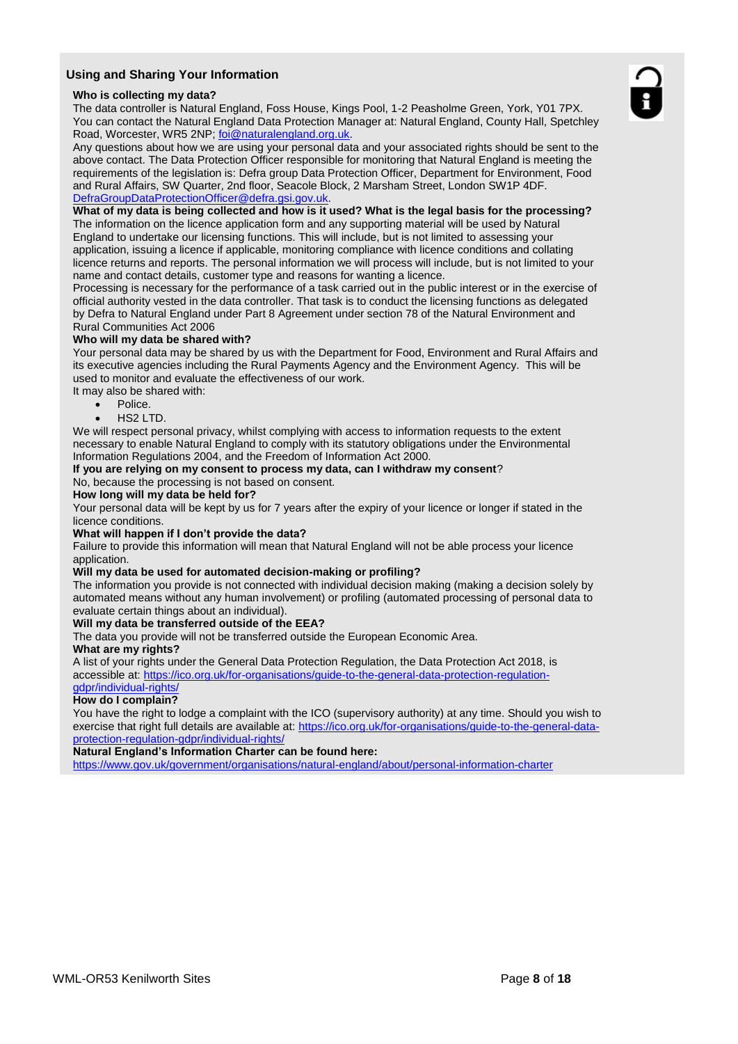## Using and Sharing Your Information

**Who is collecting my data?**

The data controller is Natural England, Foss House, Kings Pool, 1-2 Peasholme Green, York, Y01 7PX. You can contact the Natural England Data Protection Manager at: Natural England, County Hall, Spetchley Road, Worcester, WR5 2NP; foi@naturalengland.org.uk.

Any questions about how we are using your personal data and your associated rights should be sent to the above contact. The Data Protection Officer responsible for monitoring that Natural England is meeting the requirements of the legislation is: Defra group Data Protection Officer, Department for Environment, Food and Rural Affairs, SW Quarter, 2nd floor, Seacole Block, 2 Marsham Street, London SW1P 4DF. DefraGroupDataProtectionOfficer@defra.gsi.gov.uk.

**What of my data is being collected and how is it used? What is the legal basis for the processing?**

The information on the licence application form and any supporting material will be used by Natural England to undertake our licensing functions. This will include, but is not limited to assessing your application, issuing a licence if applicable, monitoring compliance with licence conditions and collating licence returns and reports. The personal information we will process will include, but is not limited to your name and contact details, customer type and reasons for wanting a licence.

Processing is necessary for the performance of a task carried out in the public interest or in the exercise of official authority vested in the data controller. That task is to conduct the licensing functions as delegated by Defra to Natural England under Part 8 Agreement under section 78 of the Natural Environment and Rural Communities Act 2006

**Who will my data be shared with?**

Your personal data may be shared by us with the Department for Food, Environment and Rural Affairs and its executive agencies including the Rural Payments Agency and the Environment Agency. This will be used to monitor and evaluate the effectiveness of our work.

It may also be shared with:

- Police.
- HS2 LTD.

We will respect personal privacy, whilst complying with access to information requests to the extent necessary to enable Natural England to comply with its statutory obligations under the Environmental Information Regulations 2004, and the Freedom of Information Act 2000.

**If you are relying on my consent to process my data, can I withdraw my consent**?

No, because the processing is not based on consent.

**How long will my data be held for?**

Your personal data will be kept by us for 7 years after the expiry of your licence or longer if stated in the licence conditions.

**What will happen if I don't provide the data?**

Failure to provide this information will mean that Natural England will not be able process your licence application.

**Will my data be used for automated decision-making or profiling?**

The information you provide is not connected with individual decision making (making a decision solely by automated means without any human involvement) or profiling (automated processing of personal data to evaluate certain things about an individual).

**Will my data be transferred outside of the EEA?**

The data you provide will not be transferred outside the European Economic Area.

**What are my rights?**

A list of your rights under the General Data Protection Regulation, the Data Protection Act 2018, is accessible at: https://ico.org.uk/for-organisations/guide-to-the-general-data-protection-regulation-gdpr/individual-rights/

**How do I complain?**

You have the right to lodge a complaint with the ICO (supervisory authority) at any time. Should you wish to exercise that right full details are available at: https://ico.org.uk/for-organisations/guide-to-the-general-data-protection-regulation-gdpr/individual-rights/

**Natural England's Information Charter can be found here:**

https://www.gov.uk/government/organisations/natural-england/about/personal-information-charter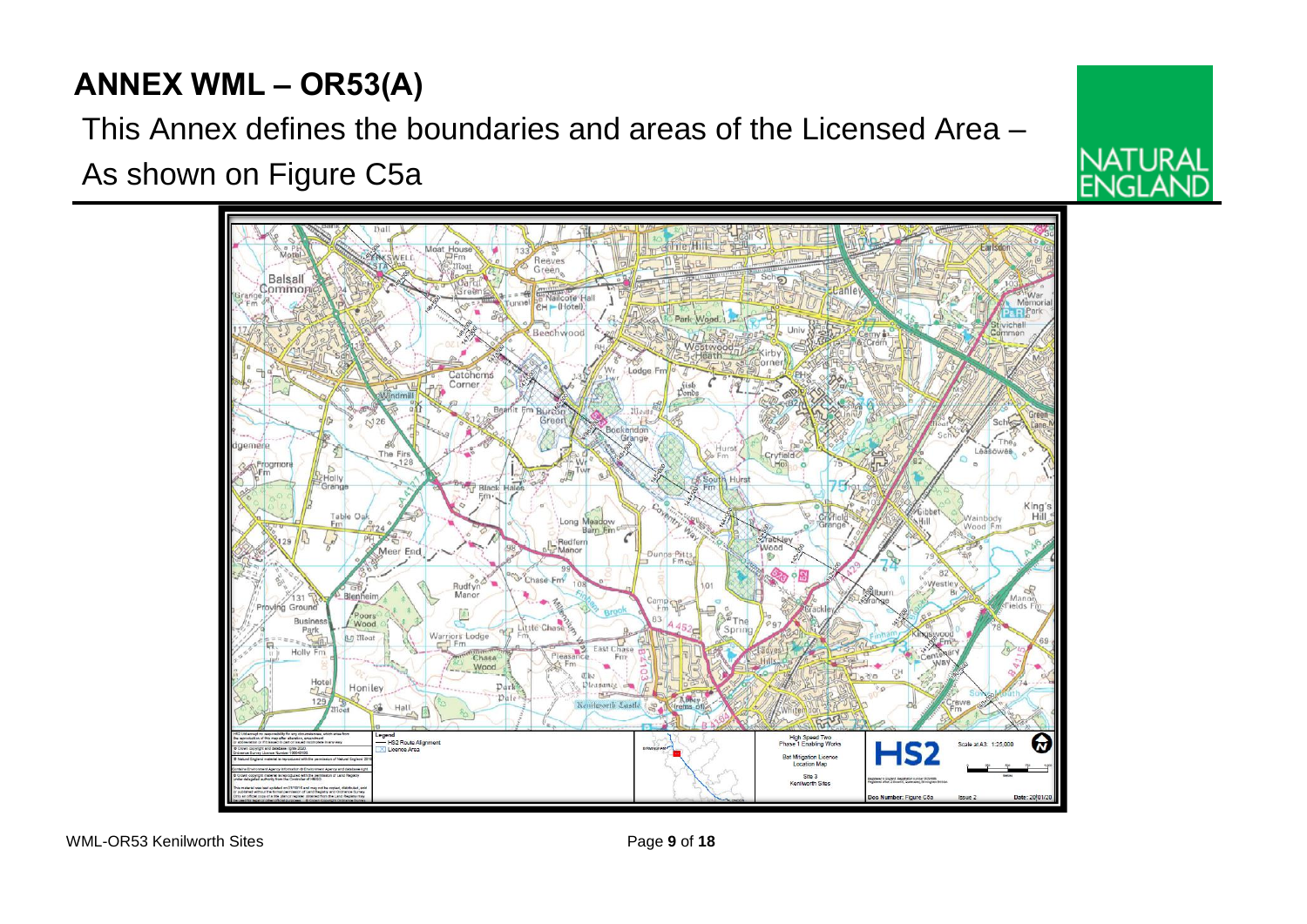## ANNEX WML – OR53(A)

This Annex defines the boundaries and areas of the Licensed Area – As shown on Figure C5a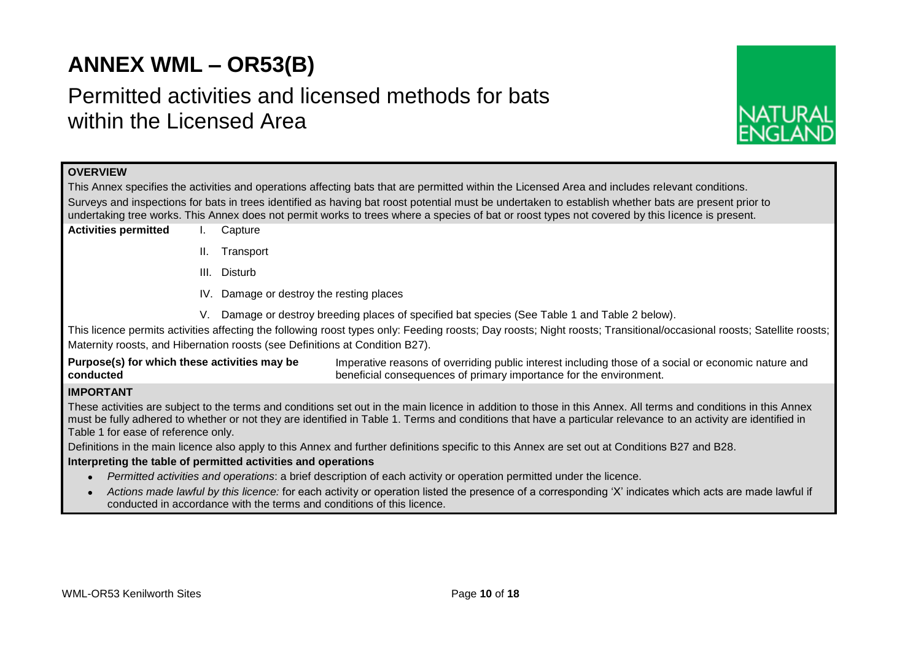# ANNEX WML – OR53(B)

## Permitted activities and licensed methods for bats within the Licensed Area

**OVERVIEW**

This Annex specifies the activities and operations affecting bats that are permitted within the Licensed Area and includes relevant conditions.

Surveys and inspections for bats in trees identified as having bat roost potential must be undertaken to establish whether bats are present prior to undertaking tree works. This Annex does not permit works to trees where a species of bat or roost types not covered by this licence is present.

**Activities permitted**

I. Capture

II. Transport

III. Disturb

IV. Damage or destroy the resting places

V. Damage or destroy breeding places of specified bat species (See Table 1 and Table 2 below).

This licence permits activities affecting the following roost types only: Feeding roosts; Day roosts; Night roosts; Transitional/occasional roosts; Satellite roosts; Maternity roosts, and Hibernation roosts (see Definitions at Condition B27).

**Purpose(s) for which these activities may be conducted** — Imperative reasons of overriding public interest including those of a social or economic nature and beneficial consequences of primary importance for the environment.

**IMPORTANT**

These activities are subject to the terms and conditions set out in the main licence in addition to those in this Annex. All terms and conditions in this Annex must be fully adhered to whether or not they are identified in Table 1. Terms and conditions that have a particular relevance to an activity are identified in Table 1 for ease of reference only.

Definitions in the main licence also apply to this Annex and further definitions specific to this Annex are set out at Conditions B27 and B28.

**Interpreting the table of permitted activities and operations**

- *Permitted activities and operations*: a brief description of each activity or operation permitted under the licence.
- *Actions made lawful by this licence:* for each activity or operation listed the presence of a corresponding 'X' indicates which acts are made lawful if conducted in accordance with the terms and conditions of this licence.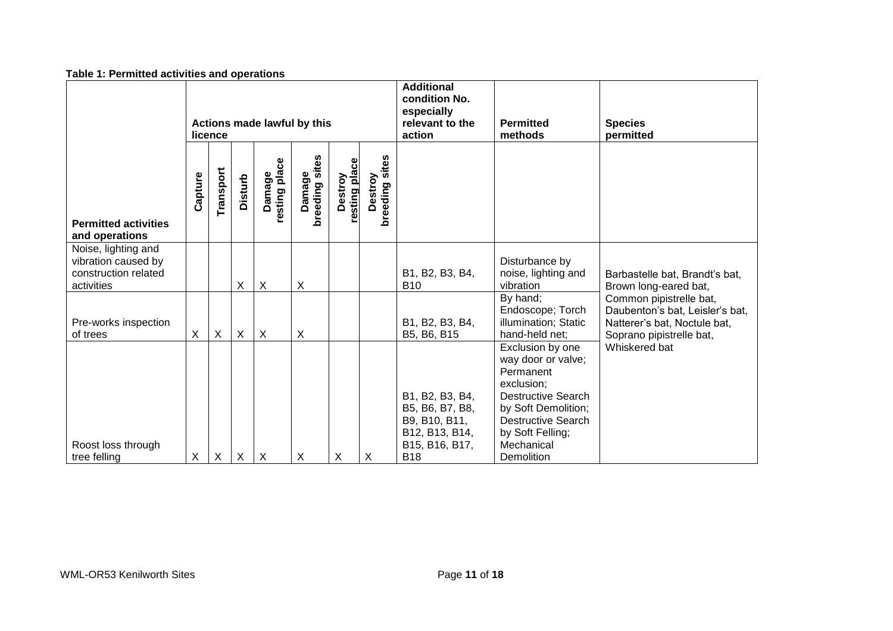**Table 1: Permitted activities and operations**

| Permitted activities and operations | Actions made lawful by this licence | | | | | | | Additional condition No. especially relevant to the action | Permitted methods | Species permitted |
|---|---|---|---|---|---|---|---|---|---|---|
| | Capture | Transport | Disturb | Damage resting place | Damage breeding sites | Destroy resting place | Destroy breeding sites | | | |
| Noise, lighting and vibration caused by construction related activities | | | X | X | X | | | B1, B2, B3, B4, B10 | Disturbance by noise, lighting and vibration | Barbastelle bat, Brandt's bat, Brown long-eared bat, Common pipistrelle bat, Daubenton's bat, Leisler's bat, Natterer's bat, Noctule bat, Soprano pipistrelle bat, Whiskered bat |
| Pre-works inspection of trees | X | X | X | X | X | | | B1, B2, B3, B4, B5, B6, B15 | By hand; Endoscope; Torch illumination; Static hand-held net; | |
| Roost loss through tree felling | X | X | X | X | X | X | X | B1, B2, B3, B4, B5, B6, B7, B8, B9, B10, B11, B12, B13, B14, B15, B16, B17, B18 | Exclusion by one way door or valve; Permanent exclusion; Destructive Search by Soft Demolition; Destructive Search by Soft Felling; Mechanical Demolition | |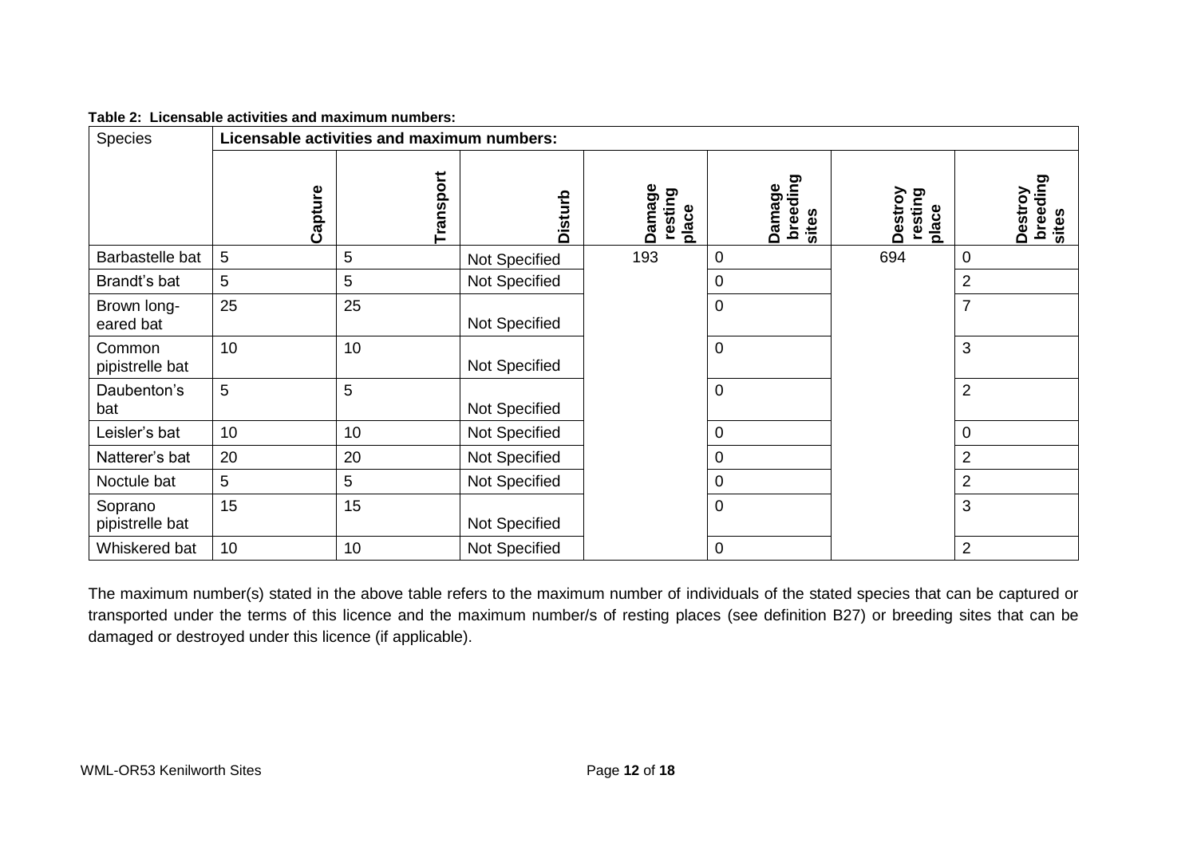**Table 2: Licensable activities and maximum numbers:**

| Species | Licensable activities and maximum numbers: | | | | | | |
|---|---|---|---|---|---|---|---|
| | Capture | Transport | Disturb | Damage resting place | Damage breeding sites | Destroy resting place | Destroy breeding sites |
| Barbastelle bat | 5 | 5 | Not Specified | 193 | 0 | 694 | 0 |
| Brandt's bat | 5 | 5 | Not Specified | | 0 | | 2 |
| Brown long-eared bat | 25 | 25 | Not Specified | | 0 | | 7 |
| Common pipistrelle bat | 10 | 10 | Not Specified | | 0 | | 3 |
| Daubenton's bat | 5 | 5 | Not Specified | | 0 | | 2 |
| Leisler's bat | 10 | 10 | Not Specified | | 0 | | 0 |
| Natterer's bat | 20 | 20 | Not Specified | | 0 | | 2 |
| Noctule bat | 5 | 5 | Not Specified | | 0 | | 2 |
| Soprano pipistrelle bat | 15 | 15 | Not Specified | | 0 | | 3 |
| Whiskered bat | 10 | 10 | Not Specified | | 0 | | 2 |

The maximum number(s) stated in the above table refers to the maximum number of individuals of the stated species that can be captured or transported under the terms of this licence and the maximum number/s of resting places (see definition B27) or breeding sites that can be damaged or destroyed under this licence (if applicable).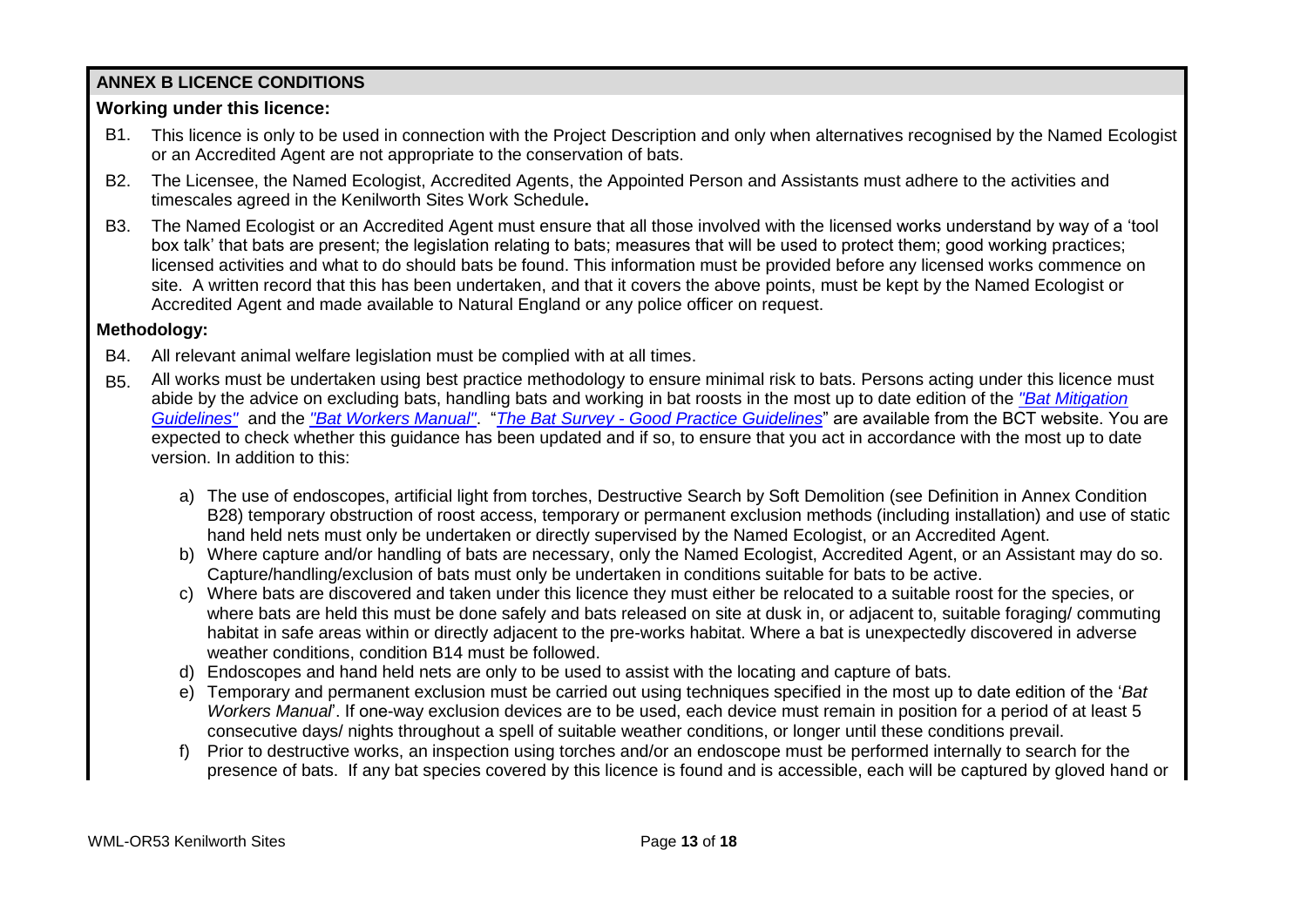## ANNEX B LICENCE CONDITIONS

### Working under this licence:

B1. This licence is only to be used in connection with the Project Description and only when alternatives recognised by the Named Ecologist or an Accredited Agent are not appropriate to the conservation of bats.

B2. The Licensee, the Named Ecologist, Accredited Agents, the Appointed Person and Assistants must adhere to the activities and timescales agreed in the Kenilworth Sites Work Schedule**.**

B3. The Named Ecologist or an Accredited Agent must ensure that all those involved with the licensed works understand by way of a 'tool box talk' that bats are present; the legislation relating to bats; measures that will be used to protect them; good working practices; licensed activities and what to do should bats be found. This information must be provided before any licensed works commence on site. A written record that this has been undertaken, and that it covers the above points, must be kept by the Named Ecologist or Accredited Agent and made available to Natural England or any police officer on request.

### Methodology:

B4. All relevant animal welfare legislation must be complied with at all times.

B5. All works must be undertaken using best practice methodology to ensure minimal risk to bats. Persons acting under this licence must abide by the advice on excluding bats, handling bats and working in bat roosts in the most up to date edition of the *"Bat Mitigation Guidelines"* and the *"Bat Workers Manual"*. "*The Bat Survey - Good Practice Guidelines*" are available from the BCT website. You are expected to check whether this guidance has been updated and if so, to ensure that you act in accordance with the most up to date version. In addition to this:

a) The use of endoscopes, artificial light from torches, Destructive Search by Soft Demolition (see Definition in Annex Condition B28) temporary obstruction of roost access, temporary or permanent exclusion methods (including installation) and use of static hand held nets must only be undertaken or directly supervised by the Named Ecologist, or an Accredited Agent.

b) Where capture and/or handling of bats are necessary, only the Named Ecologist, Accredited Agent, or an Assistant may do so. Capture/handling/exclusion of bats must only be undertaken in conditions suitable for bats to be active.

c) Where bats are discovered and taken under this licence they must either be relocated to a suitable roost for the species, or where bats are held this must be done safely and bats released on site at dusk in, or adjacent to, suitable foraging/ commuting habitat in safe areas within or directly adjacent to the pre-works habitat. Where a bat is unexpectedly discovered in adverse weather conditions, condition B14 must be followed.

d) Endoscopes and hand held nets are only to be used to assist with the locating and capture of bats.

e) Temporary and permanent exclusion must be carried out using techniques specified in the most up to date edition of the '*Bat Workers Manual*'. If one-way exclusion devices are to be used, each device must remain in position for a period of at least 5 consecutive days/ nights throughout a spell of suitable weather conditions, or longer until these conditions prevail.

f) Prior to destructive works, an inspection using torches and/or an endoscope must be performed internally to search for the presence of bats. If any bat species covered by this licence is found and is accessible, each will be captured by gloved hand or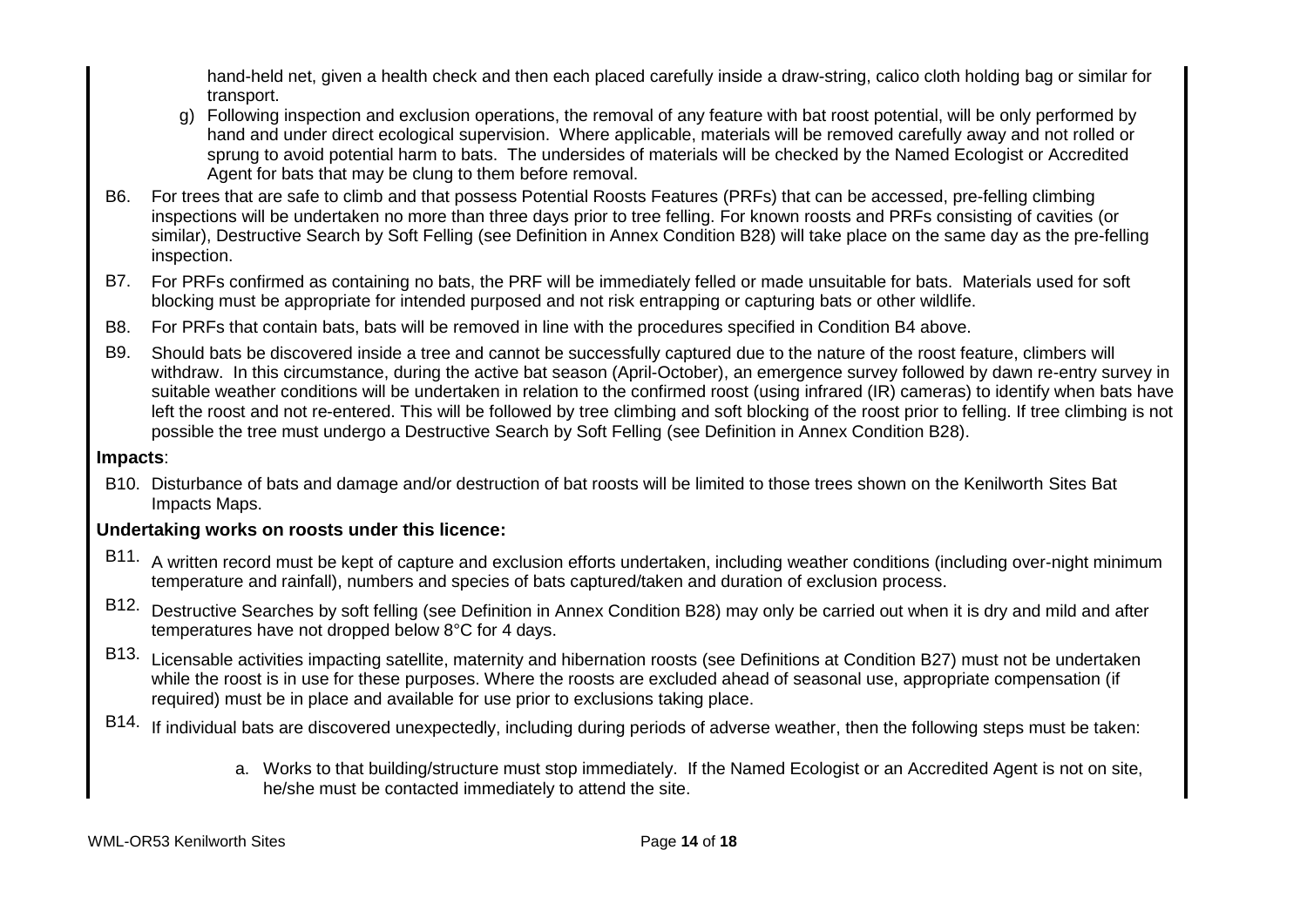hand-held net, given a health check and then each placed carefully inside a draw-string, calico cloth holding bag or similar for transport.

g) Following inspection and exclusion operations, the removal of any feature with bat roost potential, will be only performed by hand and under direct ecological supervision. Where applicable, materials will be removed carefully away and not rolled or sprung to avoid potential harm to bats. The undersides of materials will be checked by the Named Ecologist or Accredited Agent for bats that may be clung to them before removal.

B6. For trees that are safe to climb and that possess Potential Roosts Features (PRFs) that can be accessed, pre-felling climbing inspections will be undertaken no more than three days prior to tree felling. For known roosts and PRFs consisting of cavities (or similar), Destructive Search by Soft Felling (see Definition in Annex Condition B28) will take place on the same day as the pre-felling inspection.

B7. For PRFs confirmed as containing no bats, the PRF will be immediately felled or made unsuitable for bats. Materials used for soft blocking must be appropriate for intended purposed and not risk entrapping or capturing bats or other wildlife.

B8. For PRFs that contain bats, bats will be removed in line with the procedures specified in Condition B4 above.

B9. Should bats be discovered inside a tree and cannot be successfully captured due to the nature of the roost feature, climbers will withdraw. In this circumstance, during the active bat season (April-October), an emergence survey followed by dawn re-entry survey in suitable weather conditions will be undertaken in relation to the confirmed roost (using infrared (IR) cameras) to identify when bats have left the roost and not re-entered. This will be followed by tree climbing and soft blocking of the roost prior to felling. If tree climbing is not possible the tree must undergo a Destructive Search by Soft Felling (see Definition in Annex Condition B28).

**Impacts**:

B10. Disturbance of bats and damage and/or destruction of bat roosts will be limited to those trees shown on the Kenilworth Sites Bat Impacts Maps.

**Undertaking works on roosts under this licence:**

B11. A written record must be kept of capture and exclusion efforts undertaken, including weather conditions (including over-night minimum temperature and rainfall), numbers and species of bats captured/taken and duration of exclusion process.

B12. Destructive Searches by soft felling (see Definition in Annex Condition B28) may only be carried out when it is dry and mild and after temperatures have not dropped below 8°C for 4 days.

B13. Licensable activities impacting satellite, maternity and hibernation roosts (see Definitions at Condition B27) must not be undertaken while the roost is in use for these purposes. Where the roosts are excluded ahead of seasonal use, appropriate compensation (if required) must be in place and available for use prior to exclusions taking place.

B14. If individual bats are discovered unexpectedly, including during periods of adverse weather, then the following steps must be taken:

a. Works to that building/structure must stop immediately. If the Named Ecologist or an Accredited Agent is not on site, he/she must be contacted immediately to attend the site.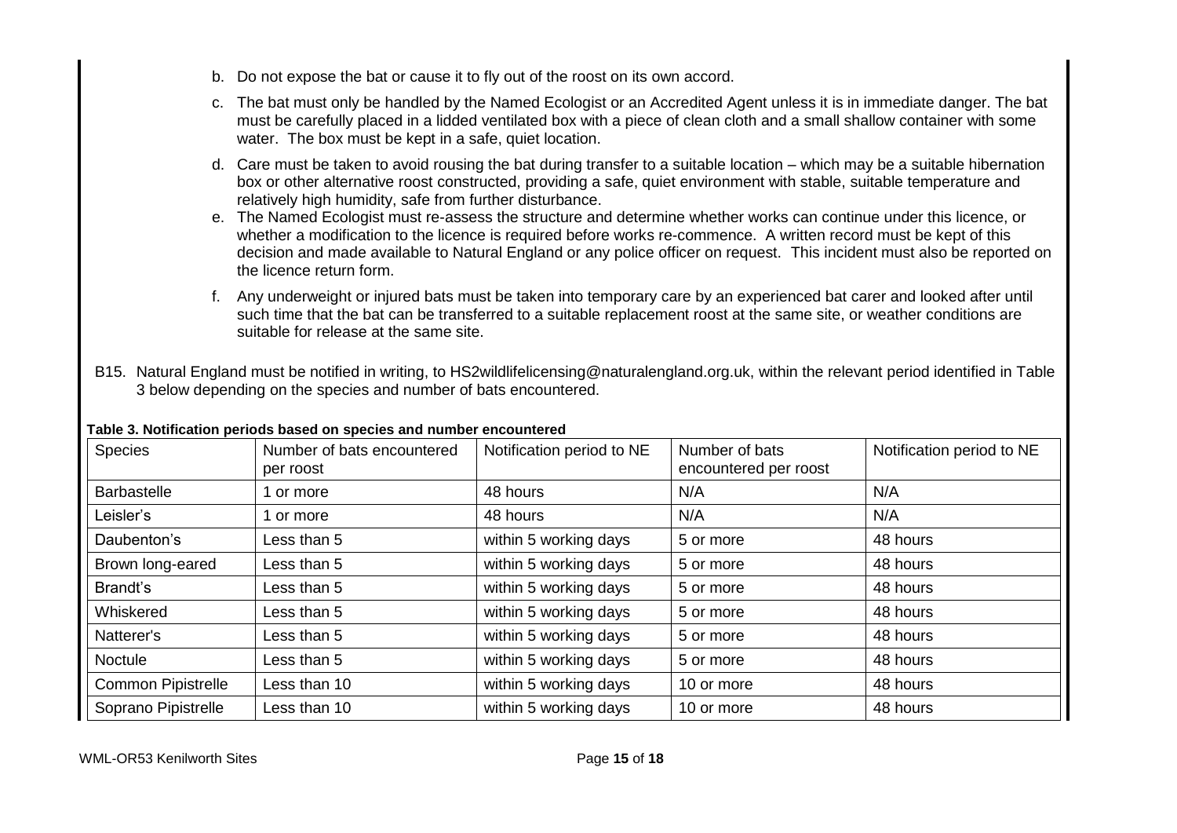b. Do not expose the bat or cause it to fly out of the roost on its own accord.

c. The bat must only be handled by the Named Ecologist or an Accredited Agent unless it is in immediate danger. The bat must be carefully placed in a lidded ventilated box with a piece of clean cloth and a small shallow container with some water. The box must be kept in a safe, quiet location.

d. Care must be taken to avoid rousing the bat during transfer to a suitable location – which may be a suitable hibernation box or other alternative roost constructed, providing a safe, quiet environment with stable, suitable temperature and relatively high humidity, safe from further disturbance.

e. The Named Ecologist must re-assess the structure and determine whether works can continue under this licence, or whether a modification to the licence is required before works re-commence. A written record must be kept of this decision and made available to Natural England or any police officer on request. This incident must also be reported on the licence return form.

f. Any underweight or injured bats must be taken into temporary care by an experienced bat carer and looked after until such time that the bat can be transferred to a suitable replacement roost at the same site, or weather conditions are suitable for release at the same site.

B15. Natural England must be notified in writing, to HS2wildlifelicensing@naturalengland.org.uk, within the relevant period identified in Table 3 below depending on the species and number of bats encountered.

**Table 3. Notification periods based on species and number encountered**

| Species | Number of bats encountered per roost | Notification period to NE | Number of bats encountered per roost | Notification period to NE |
|---|---|---|---|---|
| Barbastelle | 1 or more | 48 hours | N/A | N/A |
| Leisler's | 1 or more | 48 hours | N/A | N/A |
| Daubenton's | Less than 5 | within 5 working days | 5 or more | 48 hours |
| Brown long-eared | Less than 5 | within 5 working days | 5 or more | 48 hours |
| Brandt's | Less than 5 | within 5 working days | 5 or more | 48 hours |
| Whiskered | Less than 5 | within 5 working days | 5 or more | 48 hours |
| Natterer's | Less than 5 | within 5 working days | 5 or more | 48 hours |
| Noctule | Less than 5 | within 5 working days | 5 or more | 48 hours |
| Common Pipistrelle | Less than 10 | within 5 working days | 10 or more | 48 hours |
| Soprano Pipistrelle | Less than 10 | within 5 working days | 10 or more | 48 hours |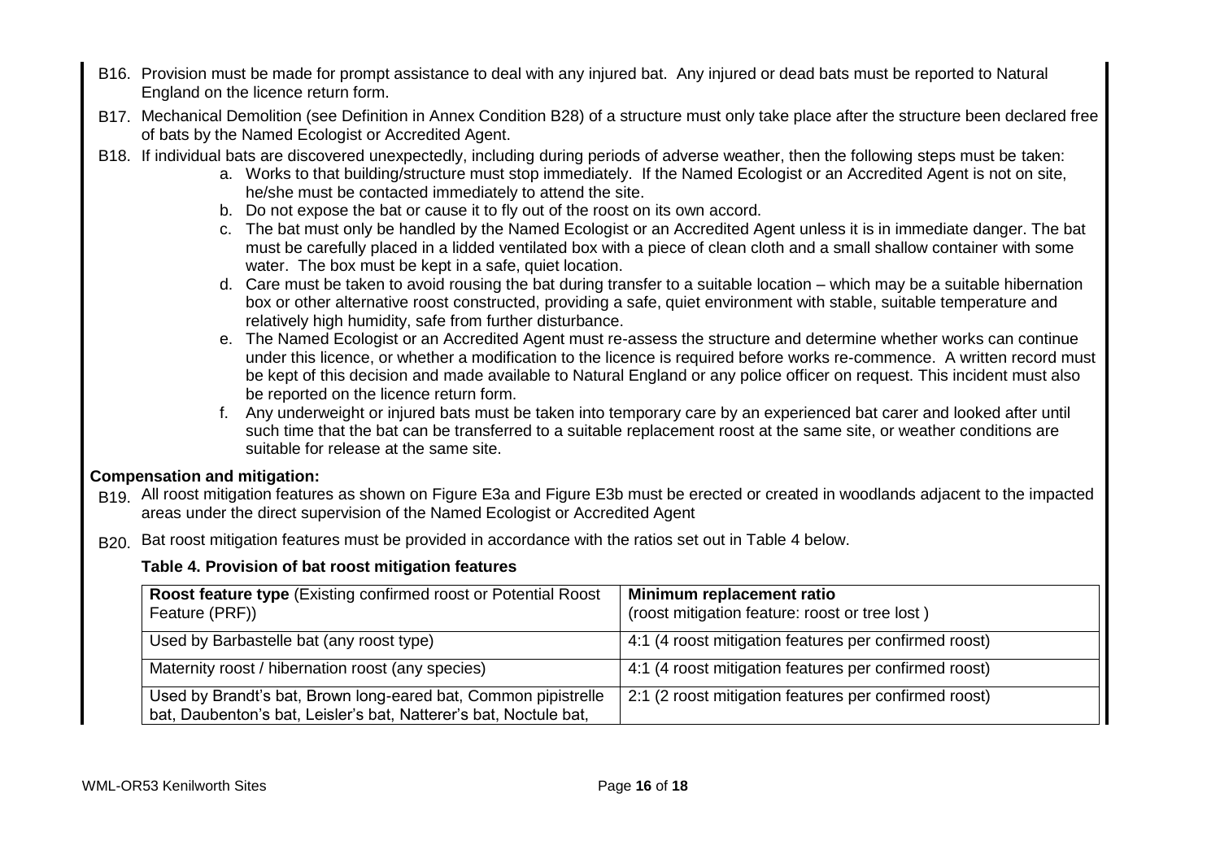B16. Provision must be made for prompt assistance to deal with any injured bat. Any injured or dead bats must be reported to Natural England on the licence return form.

B17. Mechanical Demolition (see Definition in Annex Condition B28) of a structure must only take place after the structure been declared free of bats by the Named Ecologist or Accredited Agent.

B18. If individual bats are discovered unexpectedly, including during periods of adverse weather, then the following steps must be taken:

   a. Works to that building/structure must stop immediately. If the Named Ecologist or an Accredited Agent is not on site, he/she must be contacted immediately to attend the site.
   b. Do not expose the bat or cause it to fly out of the roost on its own accord.
   c. The bat must only be handled by the Named Ecologist or an Accredited Agent unless it is in immediate danger. The bat must be carefully placed in a lidded ventilated box with a piece of clean cloth and a small shallow container with some water. The box must be kept in a safe, quiet location.
   d. Care must be taken to avoid rousing the bat during transfer to a suitable location – which may be a suitable hibernation box or other alternative roost constructed, providing a safe, quiet environment with stable, suitable temperature and relatively high humidity, safe from further disturbance.
   e. The Named Ecologist or an Accredited Agent must re-assess the structure and determine whether works can continue under this licence, or whether a modification to the licence is required before works re-commence. A written record must be kept of this decision and made available to Natural England or any police officer on request. This incident must also be reported on the licence return form.
   f. Any underweight or injured bats must be taken into temporary care by an experienced bat carer and looked after until such time that the bat can be transferred to a suitable replacement roost at the same site, or weather conditions are suitable for release at the same site.

**Compensation and mitigation:**

B19. All roost mitigation features as shown on Figure E3a and Figure E3b must be erected or created in woodlands adjacent to the impacted areas under the direct supervision of the Named Ecologist or Accredited Agent

B20. Bat roost mitigation features must be provided in accordance with the ratios set out in Table 4 below.

**Table 4. Provision of bat roost mitigation features**

| **Roost feature type** (Existing confirmed roost or Potential Roost Feature (PRF)) | **Minimum replacement ratio** (roost mitigation feature: roost or tree lost ) |
|---|---|
| Used by Barbastelle bat (any roost type) | 4:1 (4 roost mitigation features per confirmed roost) |
| Maternity roost / hibernation roost (any species) | 4:1 (4 roost mitigation features per confirmed roost) |
| Used by Brandt's bat, Brown long-eared bat, Common pipistrelle bat, Daubenton's bat, Leisler's bat, Natterer's bat, Noctule bat, | 2:1 (2 roost mitigation features per confirmed roost) |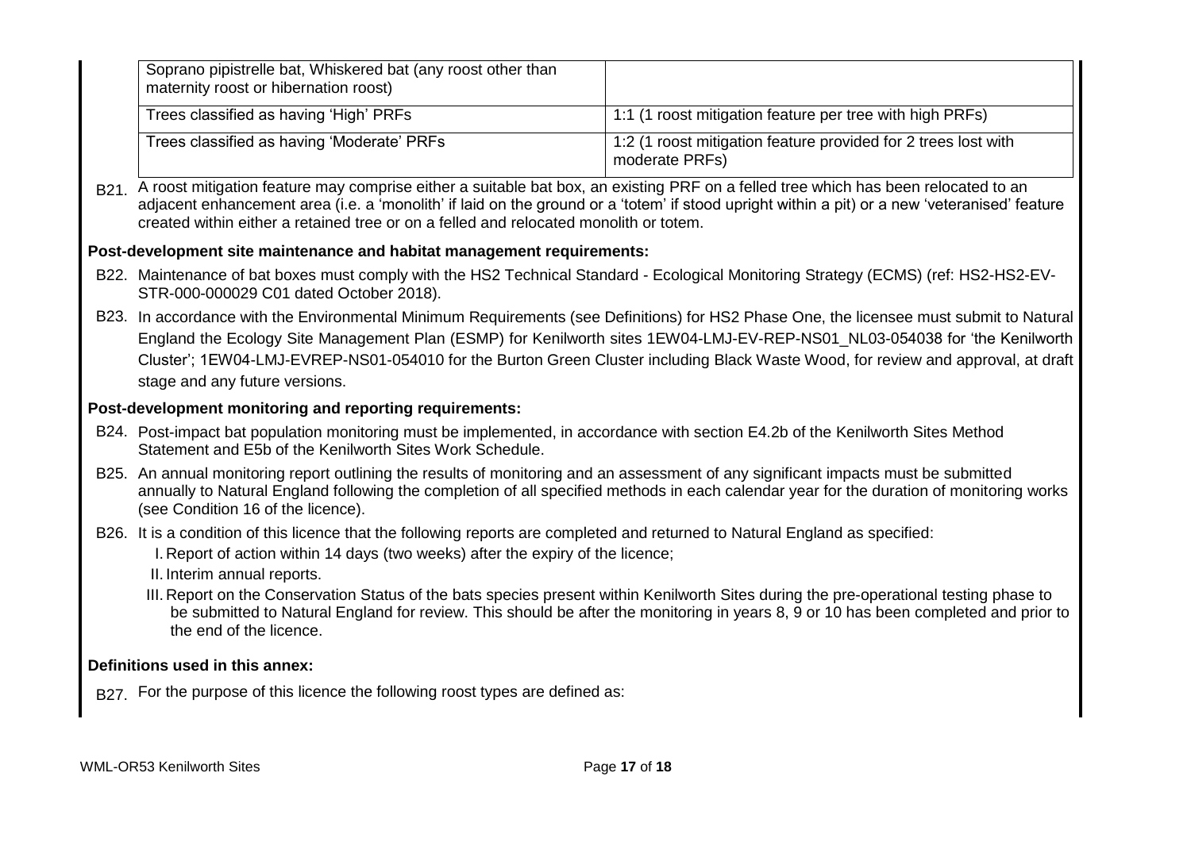| Soprano pipistrelle bat, Whiskered bat (any roost other than maternity roost or hibernation roost) | |
|---|---|
| Trees classified as having 'High' PRFs | 1:1 (1 roost mitigation feature per tree with high PRFs) |
| Trees classified as having 'Moderate' PRFs | 1:2 (1 roost mitigation feature provided for 2 trees lost with moderate PRFs) |

B21. A roost mitigation feature may comprise either a suitable bat box, an existing PRF on a felled tree which has been relocated to an adjacent enhancement area (i.e. a 'monolith' if laid on the ground or a 'totem' if stood upright within a pit) or a new 'veteranised' feature created within either a retained tree or on a felled and relocated monolith or totem.

**Post-development site maintenance and habitat management requirements:**

B22. Maintenance of bat boxes must comply with the HS2 Technical Standard - Ecological Monitoring Strategy (ECMS) (ref: HS2-HS2-EV-STR-000-000029 C01 dated October 2018).

B23. In accordance with the Environmental Minimum Requirements (see Definitions) for HS2 Phase One, the licensee must submit to Natural England the Ecology Site Management Plan (ESMP) for Kenilworth sites 1EW04-LMJ-EV-REP-NS01_NL03-054038 for 'the Kenilworth Cluster'; 1EW04-LMJ-EVREP-NS01-054010 for the Burton Green Cluster including Black Waste Wood, for review and approval, at draft stage and any future versions.

**Post-development monitoring and reporting requirements:**

B24. Post-impact bat population monitoring must be implemented, in accordance with section E4.2b of the Kenilworth Sites Method Statement and E5b of the Kenilworth Sites Work Schedule.

B25. An annual monitoring report outlining the results of monitoring and an assessment of any significant impacts must be submitted annually to Natural England following the completion of all specified methods in each calendar year for the duration of monitoring works (see Condition 16 of the licence).

B26. It is a condition of this licence that the following reports are completed and returned to Natural England as specified:

I. Report of action within 14 days (two weeks) after the expiry of the licence;

II. Interim annual reports.

III. Report on the Conservation Status of the bats species present within Kenilworth Sites during the pre-operational testing phase to be submitted to Natural England for review. This should be after the monitoring in years 8, 9 or 10 has been completed and prior to the end of the licence.

**Definitions used in this annex:**

B27. For the purpose of this licence the following roost types are defined as: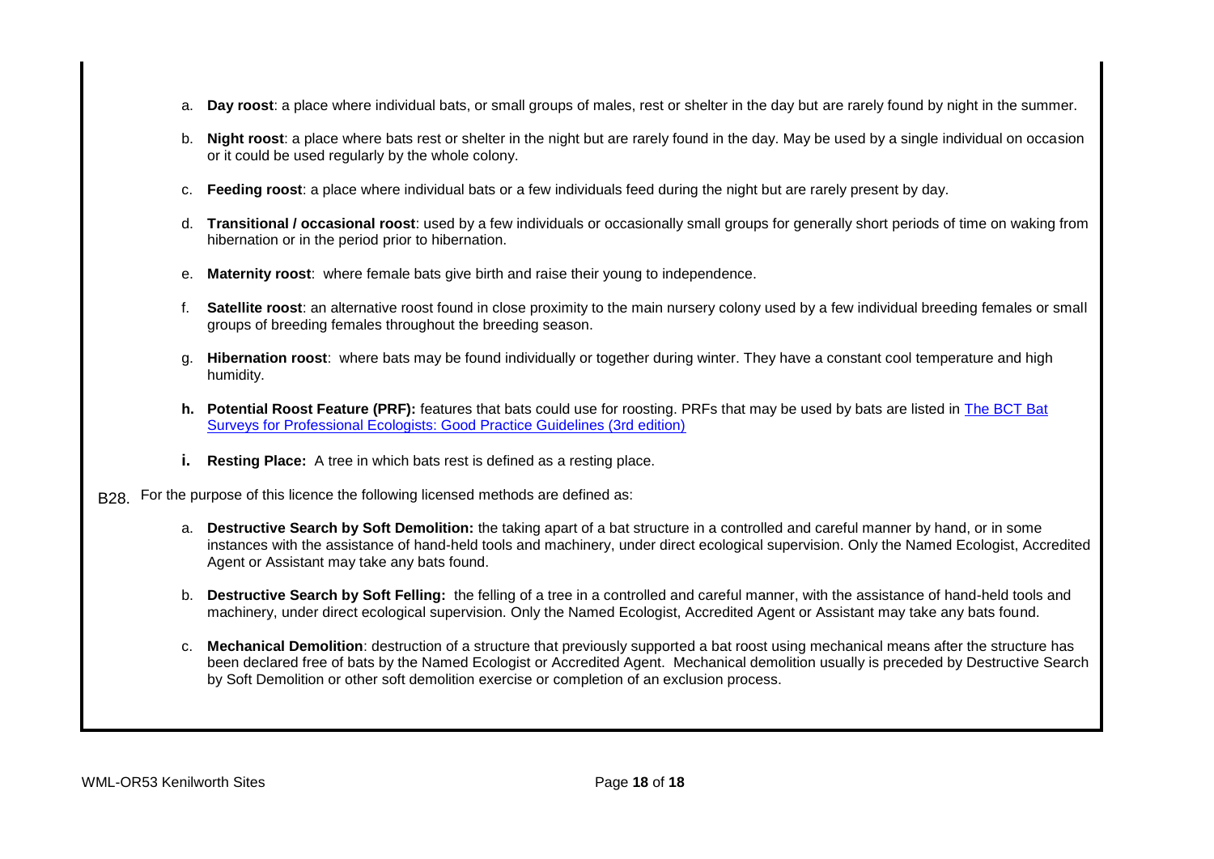a. **Day roost**: a place where individual bats, or small groups of males, rest or shelter in the day but are rarely found by night in the summer.

b. **Night roost**: a place where bats rest or shelter in the night but are rarely found in the day. May be used by a single individual on occasion or it could be used regularly by the whole colony.

c. **Feeding roost**: a place where individual bats or a few individuals feed during the night but are rarely present by day.

d. **Transitional / occasional roost**: used by a few individuals or occasionally small groups for generally short periods of time on waking from hibernation or in the period prior to hibernation.

e. **Maternity roost**: where female bats give birth and raise their young to independence.

f. **Satellite roost**: an alternative roost found in close proximity to the main nursery colony used by a few individual breeding females or small groups of breeding females throughout the breeding season.

g. **Hibernation roost**: where bats may be found individually or together during winter. They have a constant cool temperature and high humidity.

h. **Potential Roost Feature (PRF):** features that bats could use for roosting. PRFs that may be used by bats are listed in The BCT Bat Surveys for Professional Ecologists: Good Practice Guidelines (3rd edition)

i. **Resting Place:** A tree in which bats rest is defined as a resting place.

B28. For the purpose of this licence the following licensed methods are defined as:

a. **Destructive Search by Soft Demolition:** the taking apart of a bat structure in a controlled and careful manner by hand, or in some instances with the assistance of hand-held tools and machinery, under direct ecological supervision. Only the Named Ecologist, Accredited Agent or Assistant may take any bats found.

b. **Destructive Search by Soft Felling:** the felling of a tree in a controlled and careful manner, with the assistance of hand-held tools and machinery, under direct ecological supervision. Only the Named Ecologist, Accredited Agent or Assistant may take any bats found.

c. **Mechanical Demolition**: destruction of a structure that previously supported a bat roost using mechanical means after the structure has been declared free of bats by the Named Ecologist or Accredited Agent. Mechanical demolition usually is preceded by Destructive Search by Soft Demolition or other soft demolition exercise or completion of an exclusion process.